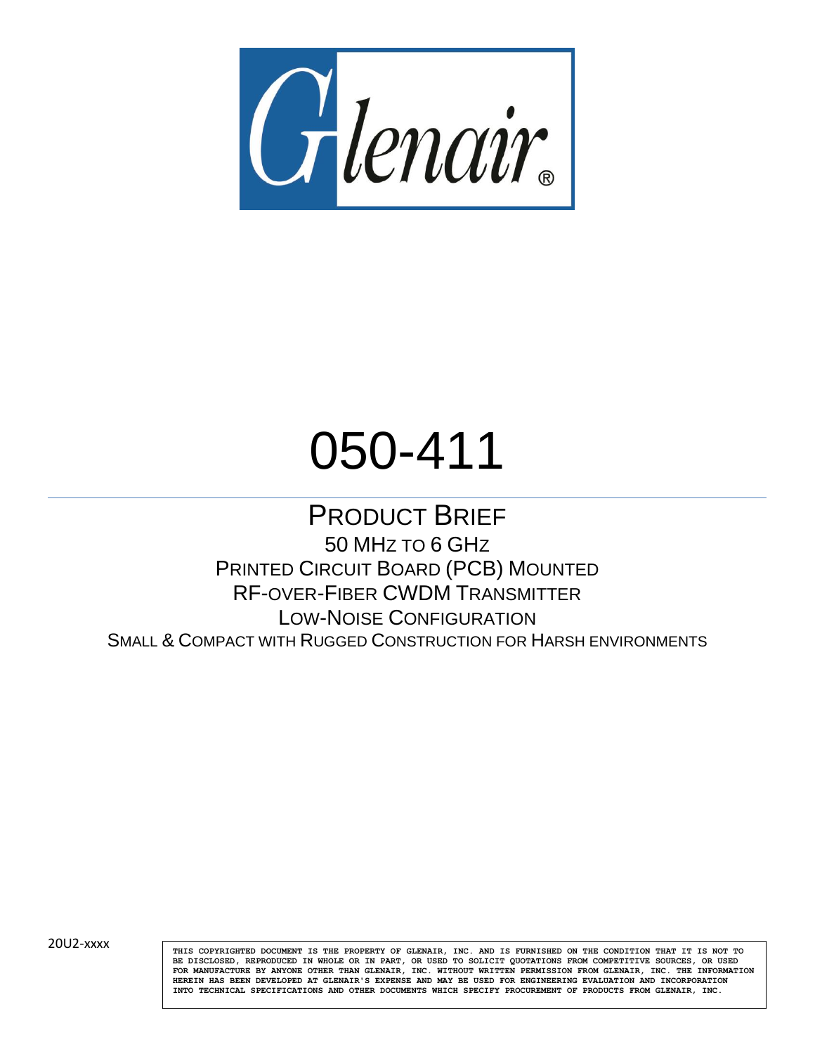Glenair®

# 050-411

## Product Brief

50 MHz to 6 GHz

Printed Circuit Board (PCB) Mounted

RF-over-Fiber CWDM Transmitter

Low-Noise Configuration

Small & Compact with Rugged Construction for Harsh environments

20U2-xxxx

THIS COPYRIGHTED DOCUMENT IS THE PROPERTY OF GLENAIR, INC. AND IS FURNISHED ON THE CONDITION THAT IT IS NOT TO BE DISCLOSED, REPRODUCED IN WHOLE OR IN PART, OR USED TO SOLICIT QUOTATIONS FROM COMPETITIVE SOURCES, OR USED FOR MANUFACTURE BY ANYONE OTHER THAN GLENAIR, INC. WITHOUT WRITTEN PERMISSION FROM GLENAIR, INC. THE INFORMATION HEREIN HAS BEEN DEVELOPED AT GLENAIR'S EXPENSE AND MAY BE USED FOR ENGINEERING EVALUATION AND INCORPORATION INTO TECHNICAL SPECIFICATIONS AND OTHER DOCUMENTS WHICH SPECIFY PROCUREMENT OF PRODUCTS FROM GLENAIR, INC.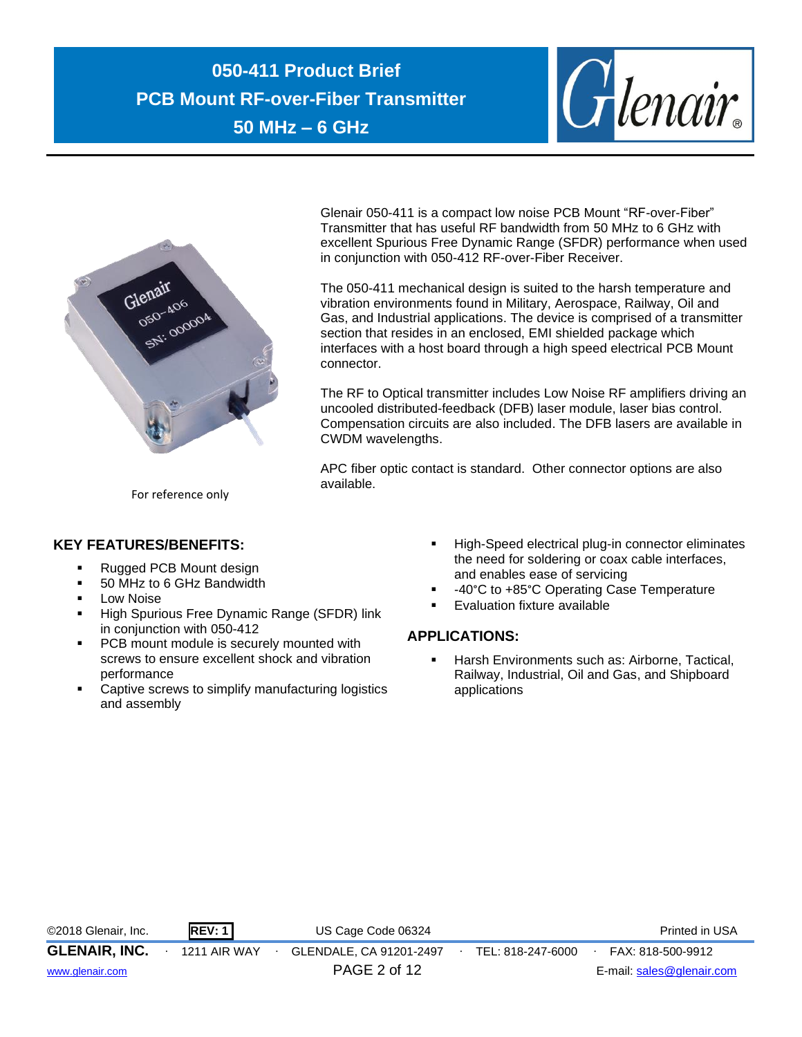# 050-411 Product Brief
# PCB Mount RF-over-Fiber Transmitter
# 50 MHz – 6 GHz

For reference only

Glenair 050-411 is a compact low noise PCB Mount "RF-over-Fiber" Transmitter that has useful RF bandwidth from 50 MHz to 6 GHz with excellent Spurious Free Dynamic Range (SFDR) performance when used in conjunction with 050-412 RF-over-Fiber Receiver.

The 050-411 mechanical design is suited to the harsh temperature and vibration environments found in Military, Aerospace, Railway, Oil and Gas, and Industrial applications. The device is comprised of a transmitter section that resides in an enclosed, EMI shielded package which interfaces with a host board through a high speed electrical PCB Mount connector.

The RF to Optical transmitter includes Low Noise RF amplifiers driving an uncooled distributed-feedback (DFB) laser module, laser bias control. Compensation circuits are also included. The DFB lasers are available in CWDM wavelengths.

APC fiber optic contact is standard. Other connector options are also available.

## KEY FEATURES/BENEFITS:

- Rugged PCB Mount design
- 50 MHz to 6 GHz Bandwidth
- Low Noise
- High Spurious Free Dynamic Range (SFDR) link in conjunction with 050-412
- PCB mount module is securely mounted with screws to ensure excellent shock and vibration performance
- Captive screws to simplify manufacturing logistics and assembly
- High-Speed electrical plug-in connector eliminates the need for soldering or coax cable interfaces, and enables ease of servicing
- -40°C to +85°C Operating Case Temperature
- Evaluation fixture available

## APPLICATIONS:

- Harsh Environments such as: Airborne, Tactical, Railway, Industrial, Oil and Gas, and Shipboard applications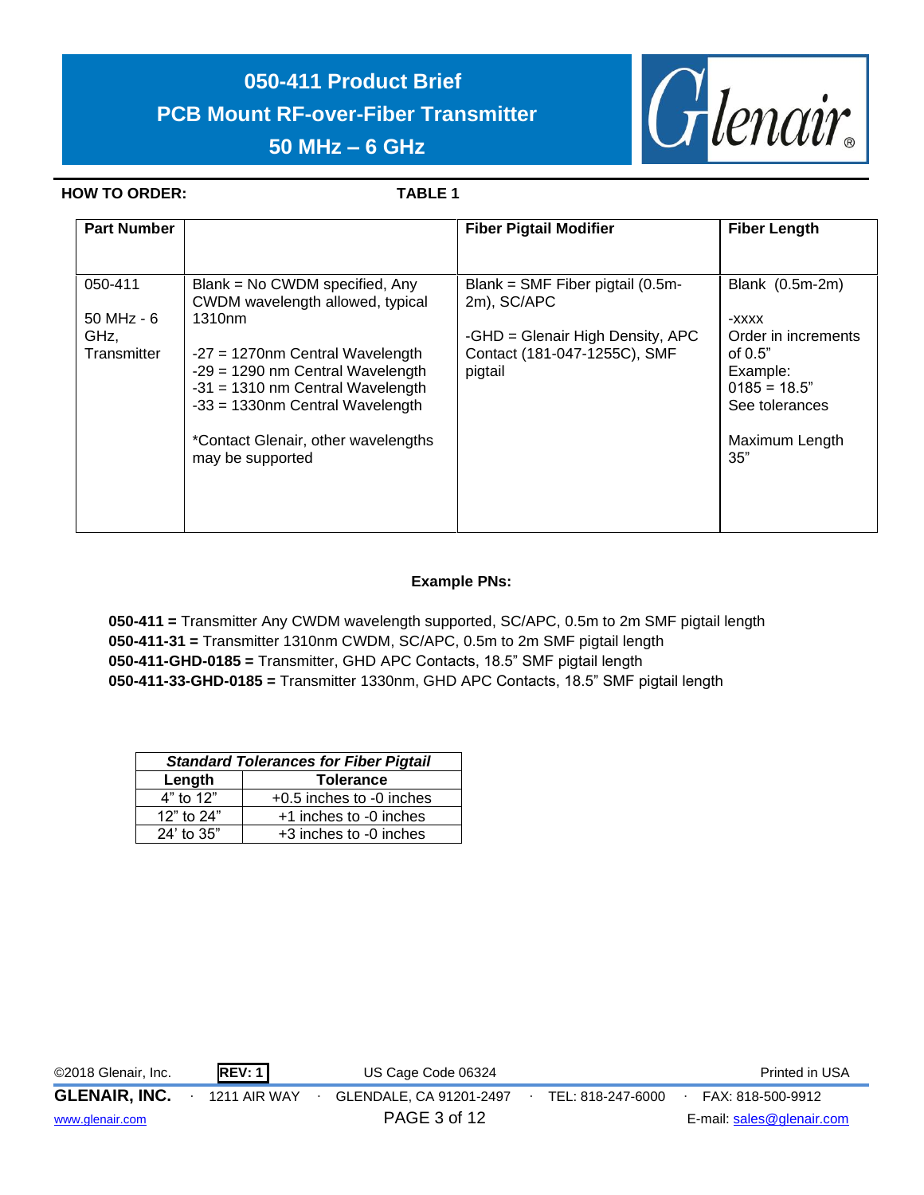# 050-411 Product Brief

## PCB Mount RF-over-Fiber Transmitter

## 50 MHz – 6 GHz

**HOW TO ORDER:** **TABLE 1**

| Part Number | | Fiber Pigtail Modifier | Fiber Length |
|---|---|---|---|
| 050-411<br><br>50 MHz - 6 GHz, Transmitter | Blank = No CWDM specified, Any CWDM wavelength allowed, typical 1310nm<br><br>-27 = 1270nm Central Wavelength<br>-29 = 1290 nm Central Wavelength<br>-31 = 1310 nm Central Wavelength<br>-33 = 1330nm Central Wavelength<br><br>*Contact Glenair, other wavelengths may be supported | Blank = SMF Fiber pigtail (0.5m-2m), SC/APC<br><br>-GHD = Glenair High Density, APC Contact (181-047-1255C), SMF pigtail | Blank (0.5m-2m)<br><br>-XXXX<br>Order in increments of 0.5"<br>Example:<br>0185 = 18.5"<br>See tolerances<br><br>Maximum Length 35" |

**Example PNs:**

**050-411 =** Transmitter Any CWDM wavelength supported, SC/APC, 0.5m to 2m SMF pigtail length
**050-411-31 =** Transmitter 1310nm CWDM, SC/APC, 0.5m to 2m SMF pigtail length
**050-411-GHD-0185 =** Transmitter, GHD APC Contacts, 18.5" SMF pigtail length
**050-411-33-GHD-0185 =** Transmitter 1330nm, GHD APC Contacts, 18.5" SMF pigtail length

| ***Standard Tolerances for Fiber Pigtail*** | |
|---|---|
| **Length** | **Tolerance** |
| 4" to 12" | +0.5 inches to -0 inches |
| 12" to 24" | +1 inches to -0 inches |
| 24' to 35" | +3 inches to -0 inches |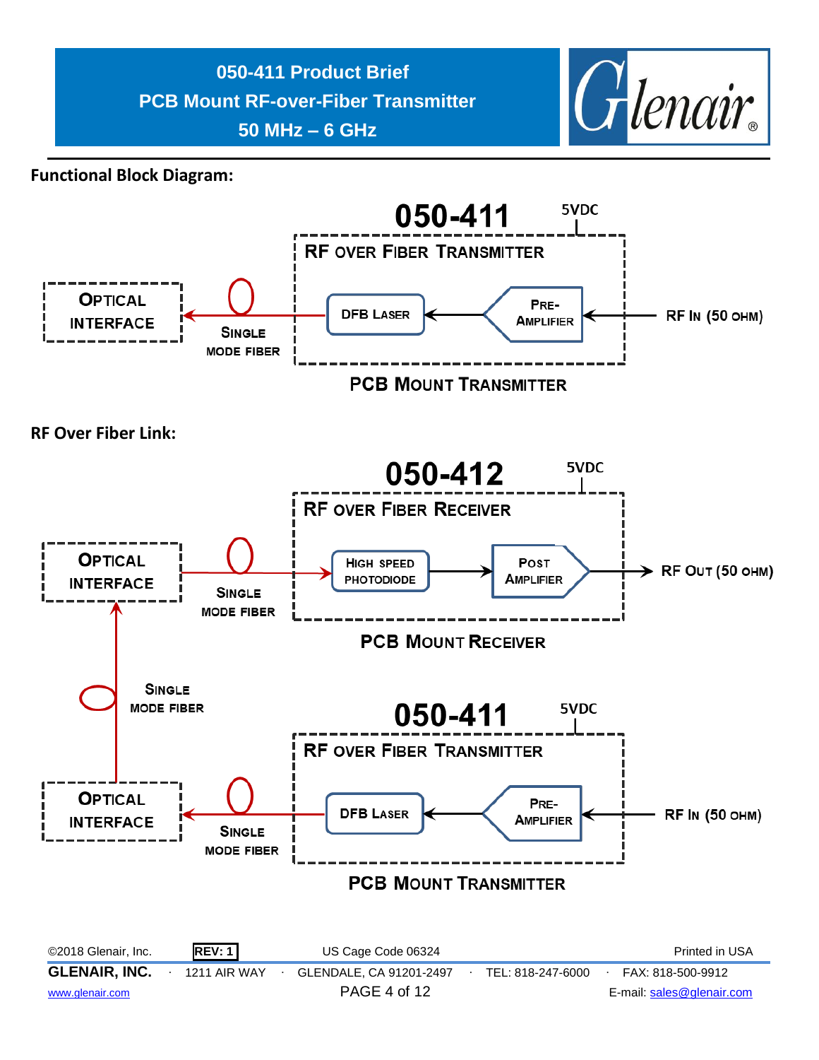# 050-411 Product Brief
## PCB Mount RF-over-Fiber Transmitter
## 50 MHz – 6 GHz

**Functional Block Diagram:**

050-411

5VDC

RF OVER FIBER TRANSMITTER

OPTICAL INTERFACE

SINGLE MODE FIBER

DFB LASER

PRE-AMPLIFIER

RF IN (50 OHM)

PCB MOUNT TRANSMITTER

**RF Over Fiber Link:**

050-412

5VDC

RF OVER FIBER RECEIVER

OPTICAL INTERFACE

SINGLE MODE FIBER

HIGH SPEED PHOTODIODE

POST AMPLIFIER

RF OUT (50 OHM)

PCB MOUNT RECEIVER

SINGLE MODE FIBER

050-411

5VDC

RF OVER FIBER TRANSMITTER

OPTICAL INTERFACE

SINGLE MODE FIBER

DFB LASER

PRE-AMPLIFIER

RF IN (50 OHM)

PCB MOUNT TRANSMITTER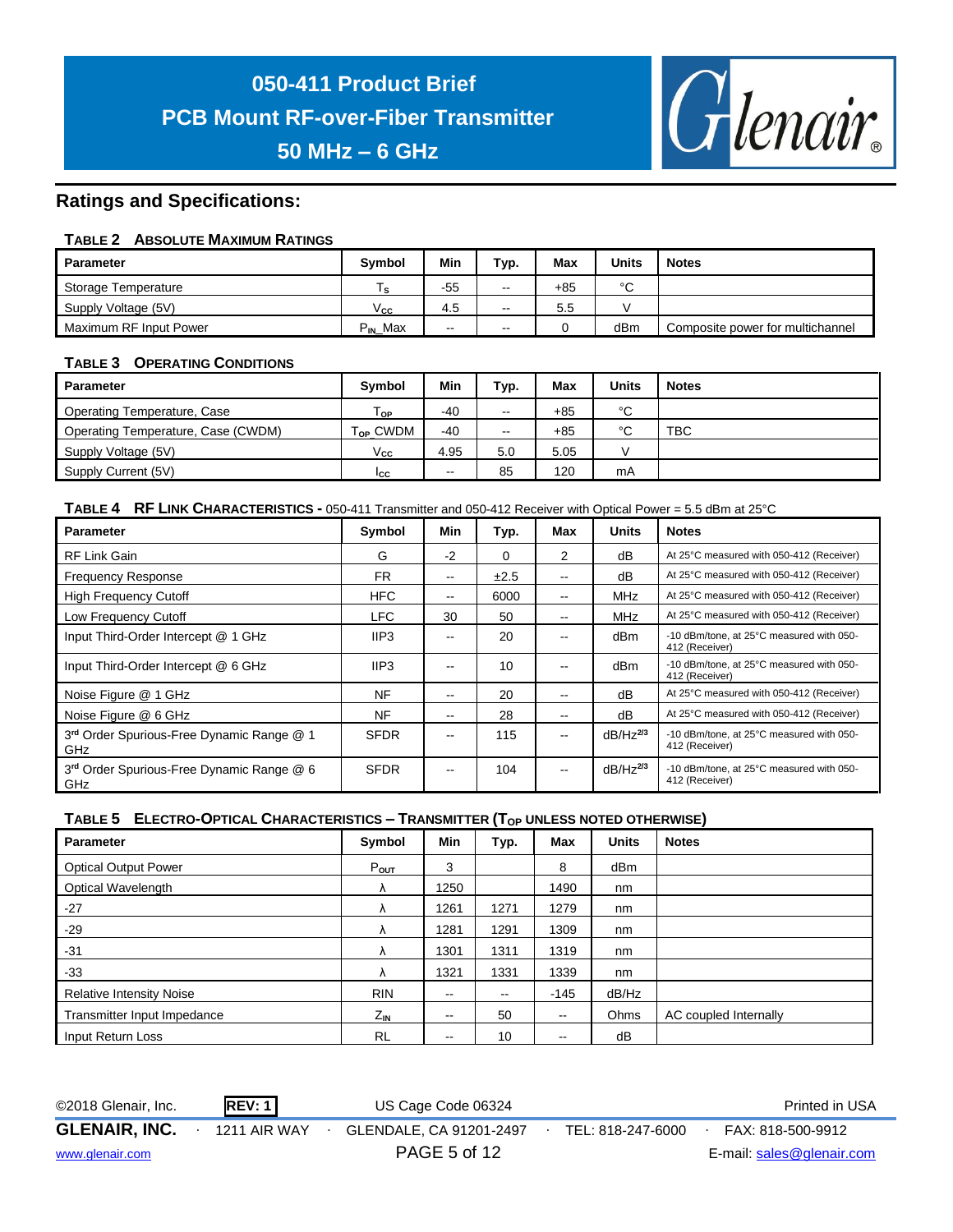# 050-411 Product Brief
# PCB Mount RF-over-Fiber Transmitter
# 50 MHz – 6 GHz

## Ratings and Specifications:

**TABLE 2 ABSOLUTE MAXIMUM RATINGS**

| Parameter | Symbol | Min | Typ. | Max | Units | Notes |
|---|---|---|---|---|---|---|
| Storage Temperature | $T_S$ | -55 | -- | +85 | °C | |
| Supply Voltage (5V) | $V_{CC}$ | 4.5 | -- | 5.5 | V | |
| Maximum RF Input Power | $P_{IN}$_Max | -- | -- | 0 | dBm | Composite power for multichannel |

**TABLE 3 OPERATING CONDITIONS**

| Parameter | Symbol | Min | Typ. | Max | Units | Notes |
|---|---|---|---|---|---|---|
| Operating Temperature, Case | $T_{OP}$ | -40 | -- | +85 | °C | |
| Operating Temperature, Case (CWDM) | $T_{OP}$_CWDM | -40 | -- | +85 | °C | TBC |
| Supply Voltage (5V) | $V_{CC}$ | 4.95 | 5.0 | 5.05 | V | |
| Supply Current (5V) | $I_{CC}$ | -- | 85 | 120 | mA | |

**TABLE 4 RF LINK CHARACTERISTICS -** 050-411 Transmitter and 050-412 Receiver with Optical Power = 5.5 dBm at 25°C

| Parameter | Symbol | Min | Typ. | Max | Units | Notes |
|---|---|---|---|---|---|---|
| RF Link Gain | G | -2 | 0 | 2 | dB | At 25°C measured with 050-412 (Receiver) |
| Frequency Response | FR | -- | ±2.5 | -- | dB | At 25°C measured with 050-412 (Receiver) |
| High Frequency Cutoff | HFC | -- | 6000 | -- | MHz | At 25°C measured with 050-412 (Receiver) |
| Low Frequency Cutoff | LFC | 30 | 50 | -- | MHz | At 25°C measured with 050-412 (Receiver) |
| Input Third-Order Intercept @ 1 GHz | IIP3 | -- | 20 | -- | dBm | -10 dBm/tone, at 25°C measured with 050-412 (Receiver) |
| Input Third-Order Intercept @ 6 GHz | IIP3 | -- | 10 | -- | dBm | -10 dBm/tone, at 25°C measured with 050-412 (Receiver) |
| Noise Figure @ 1 GHz | NF | -- | 20 | -- | dB | At 25°C measured with 050-412 (Receiver) |
| Noise Figure @ 6 GHz | NF | -- | 28 | -- | dB | At 25°C measured with 050-412 (Receiver) |
| 3rd Order Spurious-Free Dynamic Range @ 1 GHz | SFDR | -- | 115 | -- | $dB/Hz^{2/3}$ | -10 dBm/tone, at 25°C measured with 050-412 (Receiver) |
| 3rd Order Spurious-Free Dynamic Range @ 6 GHz | SFDR | -- | 104 | -- | $dB/Hz^{2/3}$ | -10 dBm/tone, at 25°C measured with 050-412 (Receiver) |

**TABLE 5 ELECTRO-OPTICAL CHARACTERISTICS – TRANSMITTER ($T_{OP}$ UNLESS NOTED OTHERWISE)**

| Parameter | Symbol | Min | Typ. | Max | Units | Notes |
|---|---|---|---|---|---|---|
| Optical Output Power | $P_{OUT}$ | 3 | | 8 | dBm | |
| Optical Wavelength | λ | 1250 | | 1490 | nm | |
| -27 | λ | 1261 | 1271 | 1279 | nm | |
| -29 | λ | 1281 | 1291 | 1309 | nm | |
| -31 | λ | 1301 | 1311 | 1319 | nm | |
| -33 | λ | 1321 | 1331 | 1339 | nm | |
| Relative Intensity Noise | RIN | -- | -- | -145 | dB/Hz | |
| Transmitter Input Impedance | $Z_{IN}$ | -- | 50 | -- | Ohms | AC coupled Internally |
| Input Return Loss | RL | -- | 10 | -- | dB | |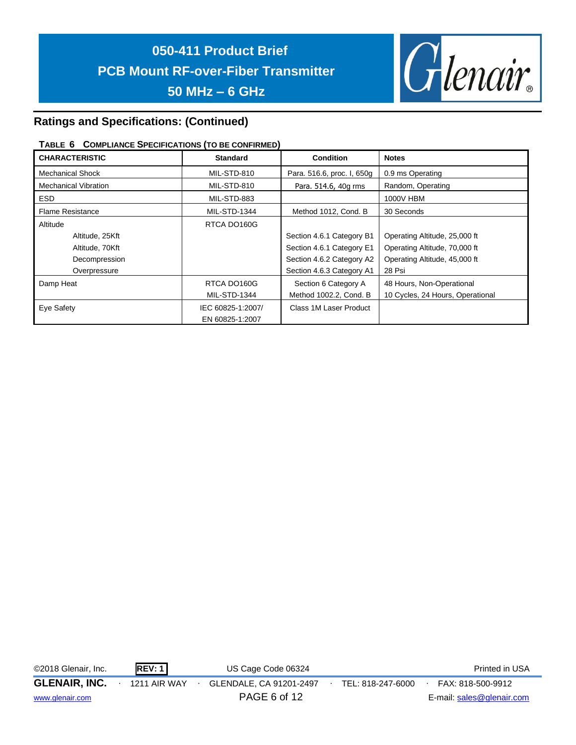## Ratings and Specifications: (Continued)

**TABLE 6 COMPLIANCE SPECIFICATIONS (TO BE CONFIRMED)**

| CHARACTERISTIC | Standard | Condition | Notes |
|---|---|---|---|
| Mechanical Shock | MIL-STD-810 | Para. 516.6, proc. I, 650g | 0.9 ms Operating |
| Mechanical Vibration | MIL-STD-810 | Para. 514.6, 40g rms | Random, Operating |
| ESD | MIL-STD-883 | | 1000V HBM |
| Flame Resistance | MIL-STD-1344 | Method 1012, Cond. B | 30 Seconds |
| Altitude | RTCA DO160G | | |
| Altitude, 25Kft | | Section 4.6.1 Category B1 | Operating Altitude, 25,000 ft |
| Altitude, 70Kft | | Section 4.6.1 Category E1 | Operating Altitude, 70,000 ft |
| Decompression | | Section 4.6.2 Category A2 | Operating Altitude, 45,000 ft |
| Overpressure | | Section 4.6.3 Category A1 | 28 Psi |
| Damp Heat | RTCA DO160G<br>MIL-STD-1344 | Section 6 Category A<br>Method 1002.2, Cond. B | 48 Hours, Non-Operational<br>10 Cycles, 24 Hours, Operational |
| Eye Safety | IEC 60825-1:2007/<br>EN 60825-1:2007 | Class 1M Laser Product | |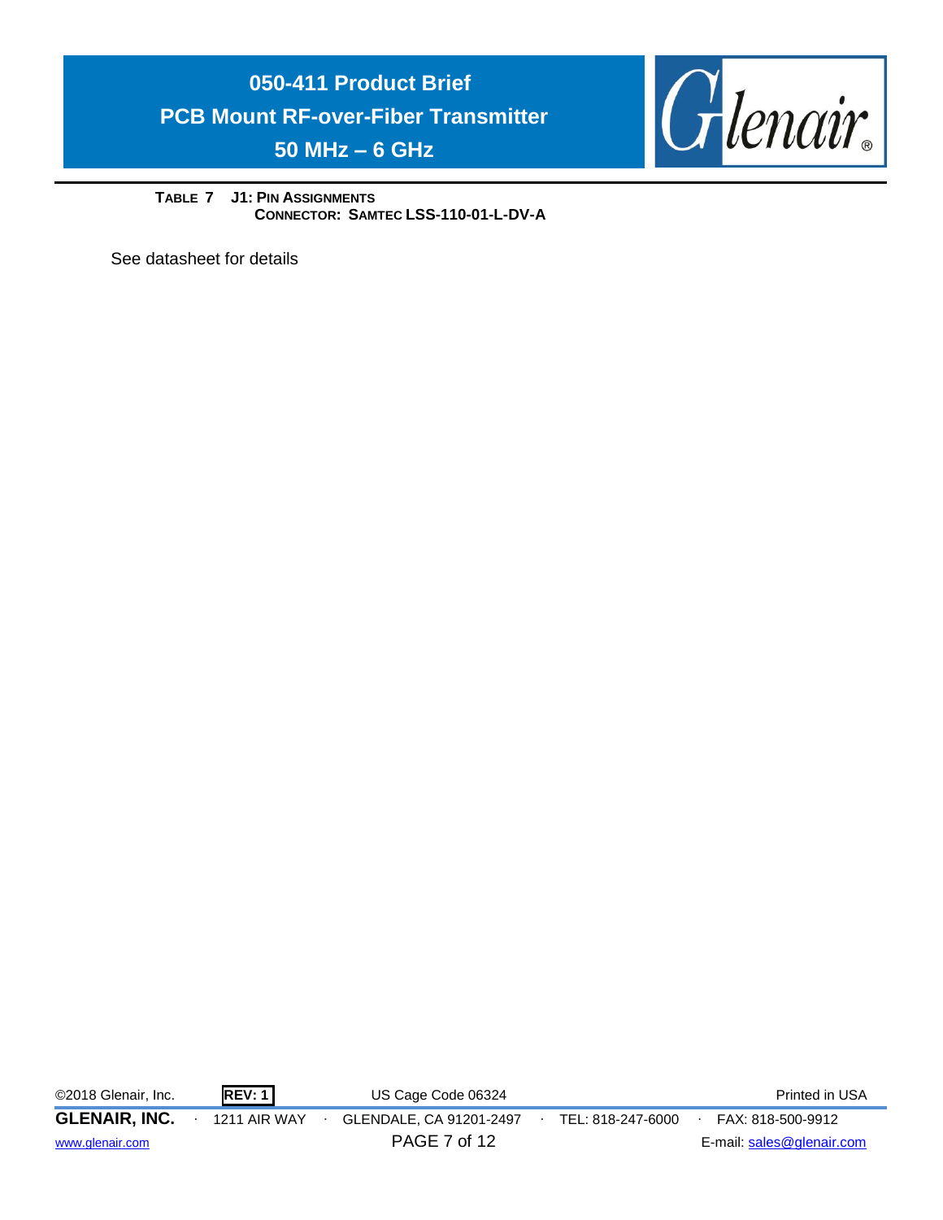**TABLE 7 J1: PIN ASSIGNMENTS**
**CONNECTOR: SAMTEC LSS-110-01-L-DV-A**

See datasheet for details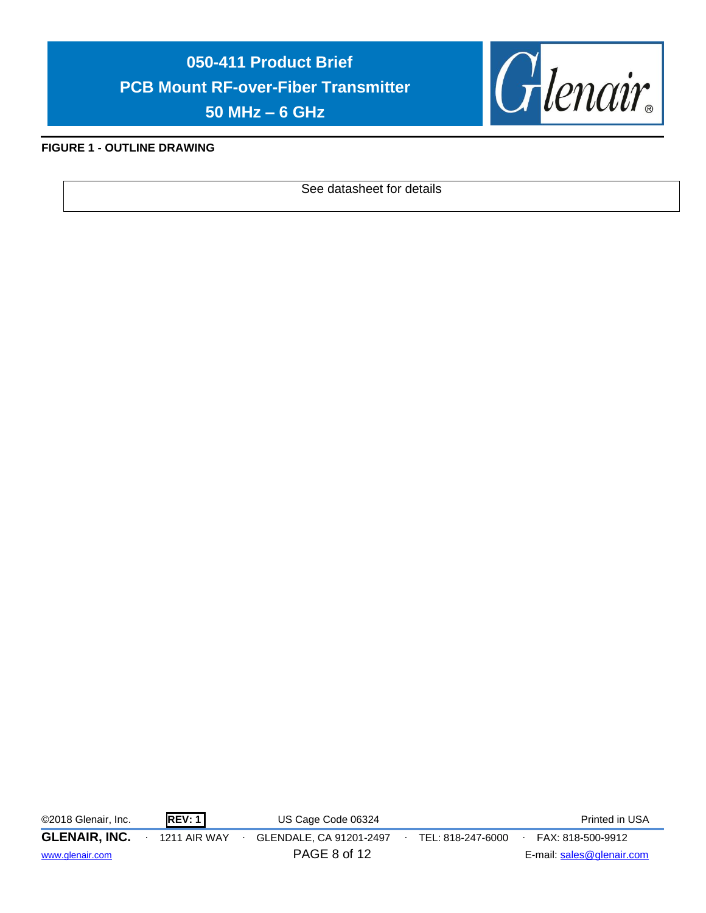**FIGURE 1 - OUTLINE DRAWING**

| See datasheet for details |
|---|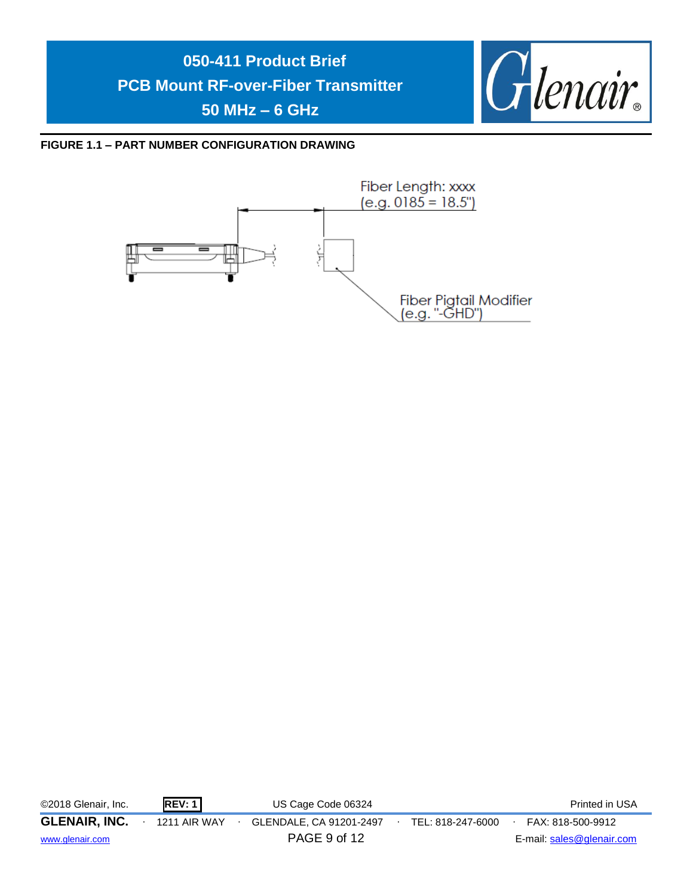**FIGURE 1.1 – PART NUMBER CONFIGURATION DRAWING**

Fiber Length: xxxx
(e.g. 0185 = 18.5")

Fiber Pigtail Modifier
(e.g. "-GHD")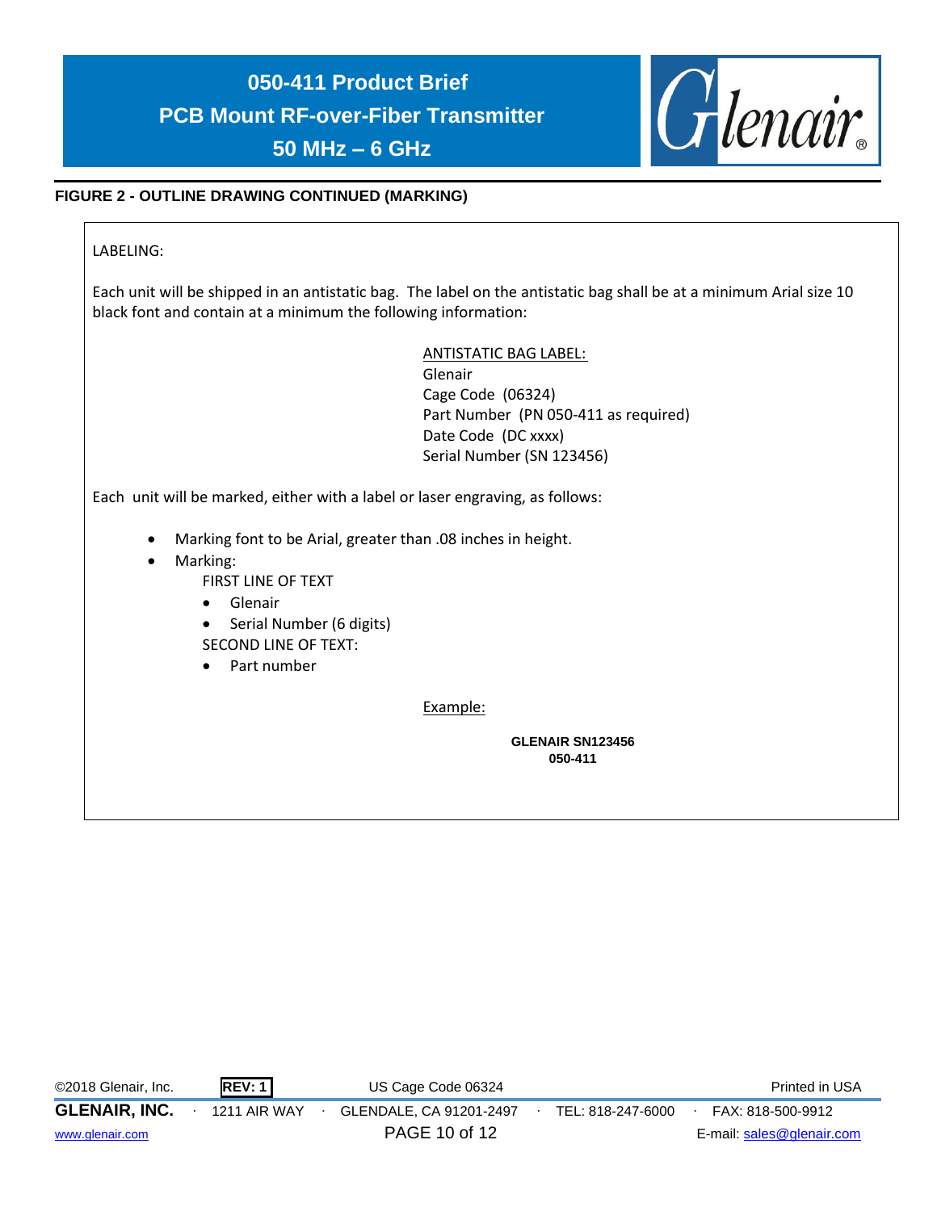**FIGURE 2 - OUTLINE DRAWING CONTINUED (MARKING)**

LABELING:

Each unit will be shipped in an antistatic bag. The label on the antistatic bag shall be at a minimum Arial size 10 black font and contain at a minimum the following information:

<u>ANTISTATIC BAG LABEL:</u>
Glenair
Cage Code (06324)
Part Number (PN 050-411 as required)
Date Code (DC xxxx)
Serial Number (SN 123456)

Each unit will be marked, either with a label or laser engraving, as follows:

- Marking font to be Arial, greater than .08 inches in height.
- Marking:
  FIRST LINE OF TEXT
  - Glenair
  - Serial Number (6 digits)

  SECOND LINE OF TEXT:
  - Part number

<u>Example:</u>

**GLENAIR SN123456**
**050-411**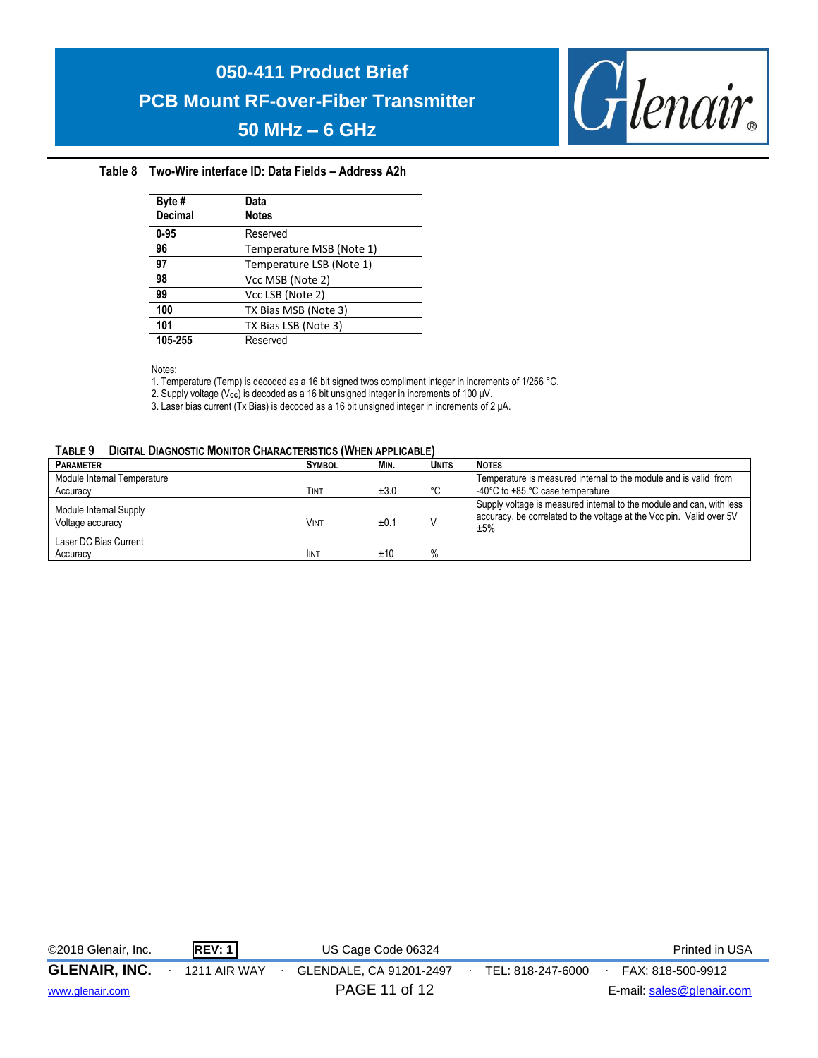**Table 8 Two-Wire interface ID: Data Fields – Address A2h**

| Byte # Decimal | Data Notes |
|---|---|
| 0-95 | Reserved |
| 96 | Temperature MSB (Note 1) |
| 97 | Temperature LSB (Note 1) |
| 98 | Vcc MSB (Note 2) |
| 99 | Vcc LSB (Note 2) |
| 100 | TX Bias MSB (Note 3) |
| 101 | TX Bias LSB (Note 3) |
| 105-255 | Reserved |

Notes:

1. Temperature (Temp) is decoded as a 16 bit signed twos compliment integer in increments of 1/256 °C.
2. Supply voltage ($V_{CC}$) is decoded as a 16 bit unsigned integer in increments of 100 µV.
3. Laser bias current (Tx Bias) is decoded as a 16 bit unsigned integer in increments of 2 µA.

**TABLE 9 DIGITAL DIAGNOSTIC MONITOR CHARACTERISTICS (WHEN APPLICABLE)**

| PARAMETER | SYMBOL | MIN. | UNITS | NOTES |
|---|---|---|---|---|
| Module Internal Temperature Accuracy | TINT | ±3.0 | °C | Temperature is measured internal to the module and is valid from -40°C to +85 °C case temperature |
| Module Internal Supply Voltage accuracy | VINT | ±0.1 | V | Supply voltage is measured internal to the module and can, with less accuracy, be correlated to the voltage at the Vcc pin. Valid over 5V ±5% |
| Laser DC Bias Current Accuracy | IINT | ±10 | % | |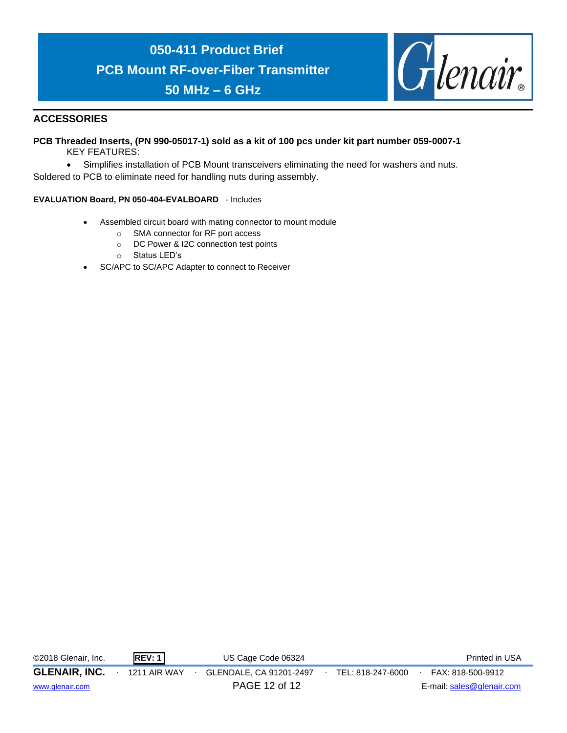## ACCESSORIES

**PCB Threaded Inserts, (PN 990-05017-1) sold as a kit of 100 pcs under kit part number 059-0007-1**

KEY FEATURES:

- Simplifies installation of PCB Mount transceivers eliminating the need for washers and nuts.

Soldered to PCB to eliminate need for handling nuts during assembly.

**EVALUATION Board, PN 050-404-EVALBOARD** - Includes

- Assembled circuit board with mating connector to mount module
  - SMA connector for RF port access
  - DC Power & I2C connection test points
  - Status LED's
- SC/APC to SC/APC Adapter to connect to Receiver